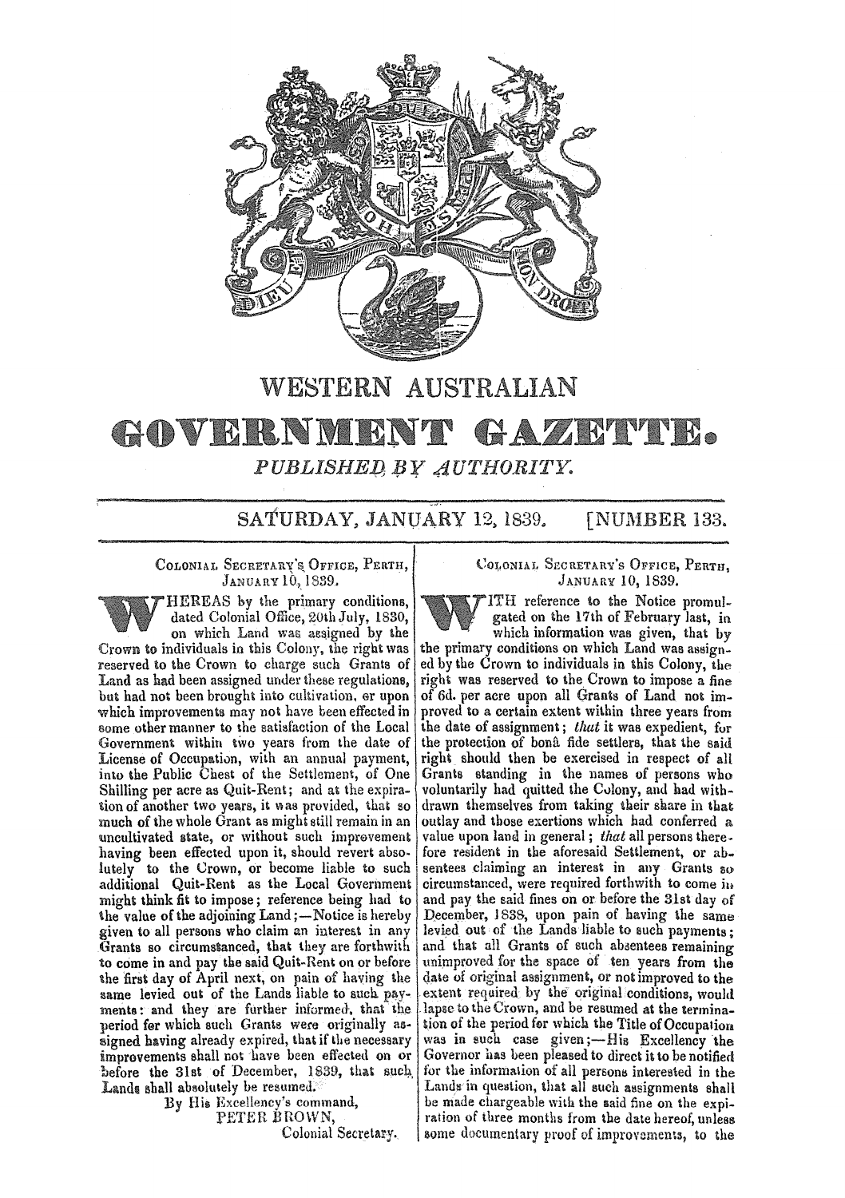# WESTERN AUSTRALIAN

# GOVERNMENT GAZETTE.

*PUBLISHED BY AUTHORITY.*

SATURDAY, JANUARY 12, 1839. [NUMBER 133.

COLONIAL SECRETARY'S OFFICE, PERTH,
JANUARY 10, 1839.

WHEREAS by the primary conditions, dated Colonial Office, 20th July, 1830, on which Land was assigned by the Crown to individuals in this Colony, the right was reserved to the Crown to charge such Grants of Land as had been assigned under these regulations, but had not been brought into cultivation, or upon which improvements may not have been effected in some other manner to the satisfaction of the Local Government within two years from the date of License of Occupation, with an annual payment, into the Public Chest of the Settlement, of One Shilling per acre as Quit-Rent; and at the expiration of another two years, it was provided, that so much of the whole Grant as might still remain in an uncultivated state, or without such improvement having been effected upon it, should revert absolutely to the Crown, or become liable to such additional Quit-Rent as the Local Government might think fit to impose; reference being had to the value of the adjoining Land;—Notice is hereby given to all persons who claim an interest in any Grants so circumstanced, that they are forthwith to come in and pay the said Quit-Rent on or before the first day of April next, on pain of having the same levied out of the Lands liable to such payments: and they are further informed, that the period for which such Grants were originally assigned having already expired, that if the necessary improvements shall not have been effected on or before the 31st of December, 1839, that such Lands shall absolutely be resumed.

By His Excellency's command,
PETER BROWN,
Colonial Secretary.

COLONIAL SECRETARY'S OFFICE, PERTH,
JANUARY 10, 1839.

WITH reference to the Notice promulgated on the 17th of February last, in which information was given, that by the primary conditions on which Land was assigned by the Crown to individuals in this Colony, the right was reserved to the Crown to impose a fine of 6d. per acre upon all Grants of Land not improved to a certain extent within three years from the date of assignment; *that* it was expedient, for the protection of bonâ fide settlers, that the said right should then be exercised in respect of all Grants standing in the names of persons who voluntarily had quitted the Colony, and had withdrawn themselves from taking their share in that outlay and those exertions which had conferred a value upon land in general; *that* all persons therefore resident in the aforesaid Settlement, or absentees claiming an interest in any Grants so circumstanced, were required forthwith to come in and pay the said fines on or before the 31st day of December, 1838, upon pain of having the same levied out of the Lands liable to such payments; and that all Grants of such absentees remaining unimproved for the space of ten years from the date of original assignment, or not improved to the extent required by the original conditions, would lapse to the Crown, and be resumed at the termination of the period for which the Title of Occupation was in such case given;—His Excellency the Governor has been pleased to direct it to be notified for the information of all persons interested in the Lands in question, that all such assignments shall be made chargeable with the said fine on the expiration of three months from the date hereof, unless some documentary proof of improvements, to the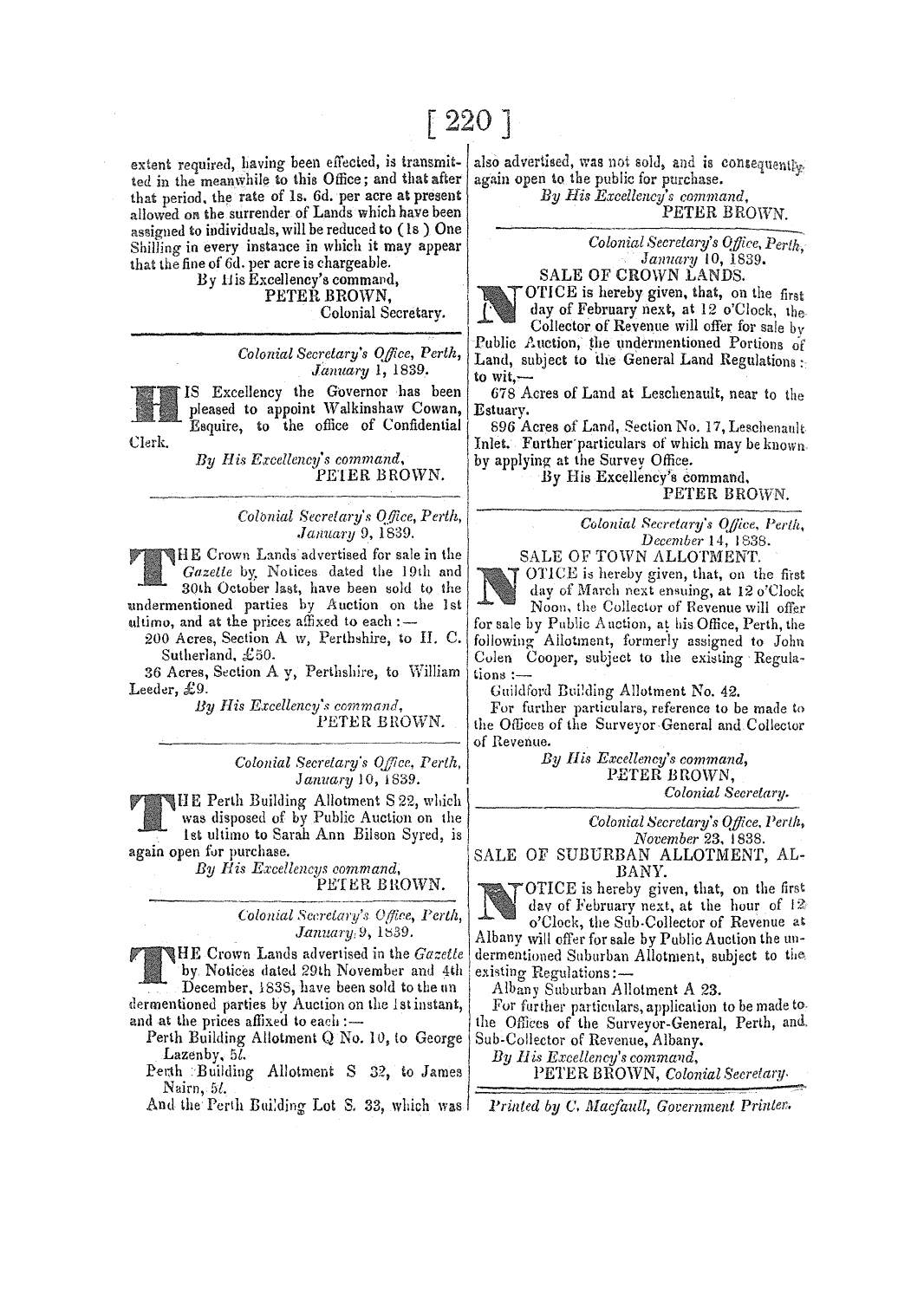extent required, having been effected, is transmitted in the meanwhile to this Office; and that after that period, the rate of 1s. 6d. per acre at present allowed on the surrender of Lands which have been assigned to individuals, will be reduced to (1s ) One Shilling in every instance in which it may appear that the fine of 6d. per acre is chargeable.

By His Excellency's command,
PETER BROWN,
Colonial Secretary.

---

*Colonial Secretary's Office, Perth,*
*January 1, 1839.*

HIS Excellency the Governor has been pleased to appoint Walkinshaw Cowan, Esquire, to the office of Confidential Clerk.

*By His Excellency's command,*
PETER BROWN.

---

*Colonial Secretary's Office, Perth,*
*January 9, 1839.*

THE Crown Lands advertised for sale in the *Gazette* by Notices dated the 19th and 30th October last, have been sold to the undermentioned parties by Auction on the 1st ultimo, and at the prices affixed to each :—

200 Acres, Section A w, Perthshire, to H. C. Sutherland, £50.

36 Acres, Section A y, Perthshire, to William Leeder, £9.

*By His Excellency's command,*
PETER BROWN.

---

*Colonial Secretary's Office, Perth,*
*January 10, 1839.*

THE Perth Building Allotment S 22, which was disposed of by Public Auction on the 1st ultimo to Sarah Ann Bilson Syred, is again open for purchase.

*By His Excellencys command,*
PETER BROWN.

---

*Colonial Secretary's Office, Perth,*
*January 9, 1839.*

THE Crown Lands advertised in the *Gazette* by Notices dated 29th November and 4th December, 1838, have been sold to the undermentioned parties by Auction on the 1st instant, and at the prices affixed to each :—

Perth Building Allotment Q No. 10, to George Lazenby, 5*l*.

Perth Building Allotment S 32, to James Nairn, 5*l*.

And the Perth Building Lot S. 33, which was also advertised, was not sold, and is consequently again open to the public for purchase.

*By His Excellency's command,*
PETER BROWN.

---

*Colonial Secretary's Office, Perth,*
*January 10, 1839.*

SALE OF CROWN LANDS.

NOTICE is hereby given, that, on the first day of February next, at 12 o'Clock, the Collector of Revenue will offer for sale by Public Auction, the undermentioned Portions of Land, subject to the General Land Regulations: to wit,—

678 Acres of Land at Leschenault, near to the Estuary.

896 Acres of Land, Section No. 17, Leschenault Inlet. Further particulars of which may be known by applying at the Survey Office.

By His Excellency's command,
PETER BROWN.

---

*Colonial Secretary's Office, Perth,*
*December 14, 1838.*

SALE OF TOWN ALLOTMENT.

NOTICE is hereby given, that, on the first day of March next ensuing, at 12 o'Clock Noon, the Collector of Revenue will offer for sale by Public Auction, at his Office, Perth, the following Allotment, formerly assigned to John Colen Cooper, subject to the existing Regulations :—

Guildford Building Allotment No. 42.

For further particulars, reference to be made to the Offices of the Surveyor General and Collector of Revenue.

*By His Excellency's command,*
PETER BROWN,
*Colonial Secretary.*

---

*Colonial Secretary's Office, Perth,*
*November 23, 1838.*

SALE OF SUBURBAN ALLOTMENT, ALBANY.

NOTICE is hereby given, that, on the first day of February next, at the hour of 12 o'Clock, the Sub-Collector of Revenue at Albany will offer for sale by Public Auction the undermentioned Suburban Allotment, subject to the existing Regulations:—

Albany Suburban Allotment A 23.

For further particulars, application to be made to the Offices of the Surveyor-General, Perth, and Sub-Collector of Revenue, Albany.

*By His Excellency's command,*
PETER BROWN, *Colonial Secretary.*

---

*Printed by C. Macfaull, Government Printer.*